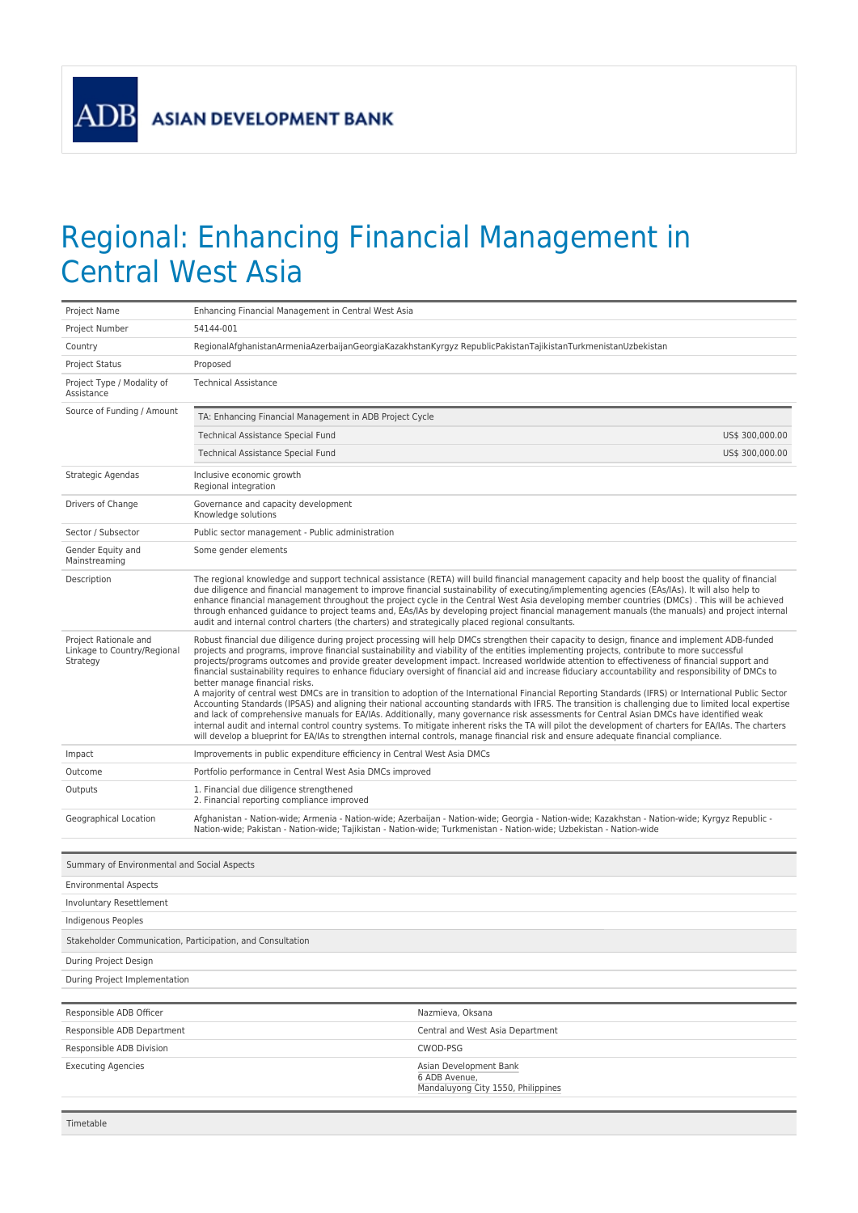ADB ASIAN DEVELOPMENT BANK

# Regional: Enhancing Financial Management in Central West Asia

| | | |
|---|---|---|
| Project Name | Enhancing Financial Management in Central West Asia | |
| Project Number | 54144-001 | |
| Country | RegionalAfghanistanArmeniaAzerbaijanGeorgiaKazakhstanKyrgyz RepublicPakistanTajikistanTurkmenistanUzbekistan | |
| Project Status | Proposed | |
| Project Type / Modality of Assistance | Technical Assistance | |
| Source of Funding / Amount | TA: Enhancing Financial Management in ADB Project Cycle | |
| | Technical Assistance Special Fund | US$ 300,000.00 |
| | Technical Assistance Special Fund | US$ 300,000.00 |
| Strategic Agendas | Inclusive economic growth<br>Regional integration | |
| Drivers of Change | Governance and capacity development<br>Knowledge solutions | |
| Sector / Subsector | Public sector management - Public administration | |
| Gender Equity and Mainstreaming | Some gender elements | |
| Description | The regional knowledge and support technical assistance (RETA) will build financial management capacity and help boost the quality of financial due diligence and financial management to improve financial sustainability of executing/implementing agencies (EAs/IAs). It will also help to enhance financial management throughout the project cycle in the Central West Asia developing member countries (DMCs) . This will be achieved through enhanced guidance to project teams and, EAs/IAs by developing project financial management manuals (the manuals) and project internal audit and internal control charters (the charters) and strategically placed regional consultants. | |
| Project Rationale and Linkage to Country/Regional Strategy | Robust financial due diligence during project processing will help DMCs strengthen their capacity to design, finance and implement ADB-funded projects and programs, improve financial sustainability and viability of the entities implementing projects, contribute to more successful projects/programs outcomes and provide greater development impact. Increased worldwide attention to effectiveness of financial support and financial sustainability requires to enhance fiduciary oversight of financial aid and increase fiduciary accountability and responsibility of DMCs to better manage financial risks.<br>A majority of central west DMCs are in transition to adoption of the International Financial Reporting Standards (IFRS) or International Public Sector Accounting Standards (IPSAS) and aligning their national accounting standards with IFRS. The transition is challenging due to limited local expertise and lack of comprehensive manuals for EA/IAs. Additionally, many governance risk assessments for Central Asian DMCs have identified weak internal audit and internal control country systems. To mitigate inherent risks the TA will pilot the development of charters for EA/IAs. The charters will develop a blueprint for EA/IAs to strengthen internal controls, manage financial risk and ensure adequate financial compliance. | |
| Impact | Improvements in public expenditure efficiency in Central West Asia DMCs | |
| Outcome | Portfolio performance in Central West Asia DMCs improved | |
| Outputs | 1. Financial due diligence strengthened<br>2. Financial reporting compliance improved | |
| Geographical Location | Afghanistan - Nation-wide; Armenia - Nation-wide; Azerbaijan - Nation-wide; Georgia - Nation-wide; Kazakhstan - Nation-wide; Kyrgyz Republic - Nation-wide; Pakistan - Nation-wide; Tajikistan - Nation-wide; Turkmenistan - Nation-wide; Uzbekistan - Nation-wide | |

| Summary of Environmental and Social Aspects |
|---|
| Environmental Aspects |
| Involuntary Resettlement |
| Indigenous Peoples |
| **Stakeholder Communication, Participation, and Consultation** |
| During Project Design |
| During Project Implementation |

| | |
|---|---|
| Responsible ADB Officer | Nazmieva, Oksana |
| Responsible ADB Department | Central and West Asia Department |
| Responsible ADB Division | CWOD-PSG |
| Executing Agencies | Asian Development Bank<br>6 ADB Avenue,<br>Mandaluyong City 1550, Philippines |

| Timetable |
|---|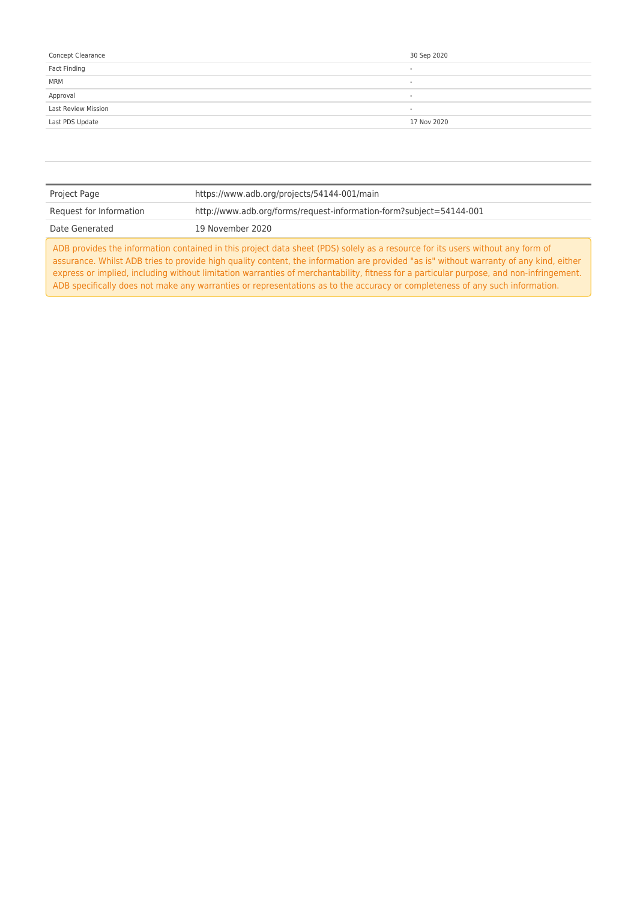| | |
|---|---|
| Concept Clearance | 30 Sep 2020 |
| Fact Finding | - |
| MRM | - |
| Approval | - |
| Last Review Mission | - |
| Last PDS Update | 17 Nov 2020 |

| | |
|---|---|
| Project Page | https://www.adb.org/projects/54144-001/main |
| Request for Information | http://www.adb.org/forms/request-information-form?subject=54144-001 |
| Date Generated | 19 November 2020 |

ADB provides the information contained in this project data sheet (PDS) solely as a resource for its users without any form of assurance. Whilst ADB tries to provide high quality content, the information are provided "as is" without warranty of any kind, either express or implied, including without limitation warranties of merchantability, fitness for a particular purpose, and non-infringement. ADB specifically does not make any warranties or representations as to the accuracy or completeness of any such information.